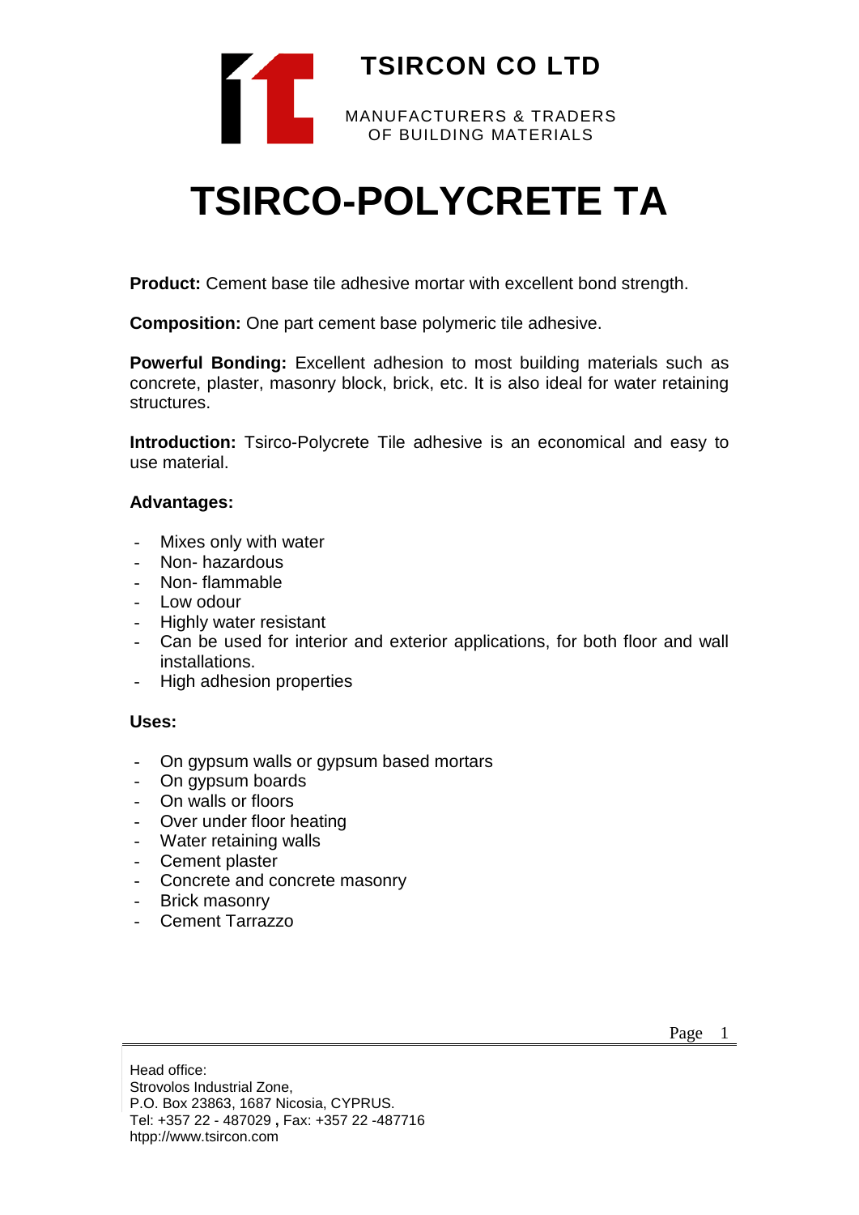**TSIRCON CO LTD**

MANUFACTURERS & TRADERS
OF BUILDING MATERIALS

# TSIRCO-POLYCRETE TA

**Product:** Cement base tile adhesive mortar with excellent bond strength.

**Composition:** One part cement base polymeric tile adhesive.

**Powerful Bonding:** Excellent adhesion to most building materials such as concrete, plaster, masonry block, brick, etc. It is also ideal for water retaining structures.

**Introduction:** Tsirco-Polycrete Tile adhesive is an economical and easy to use material.

**Advantages:**

- Mixes only with water
- Non- hazardous
- Non- flammable
- Low odour
- Highly water resistant
- Can be used for interior and exterior applications, for both floor and wall installations.
- High adhesion properties

**Uses:**

- On gypsum walls or gypsum based mortars
- On gypsum boards
- On walls or floors
- Over under floor heating
- Water retaining walls
- Cement plaster
- Concrete and concrete masonry
- Brick masonry
- Cement Tarrazzo

Head office:
Strovolos Industrial Zone,
P.O. Box 23863, 1687 Nicosia, CYPRUS.
Tel: +357 22 - 487029 **,** Fax: +357 22 -487716
htpp://www.tsircon.com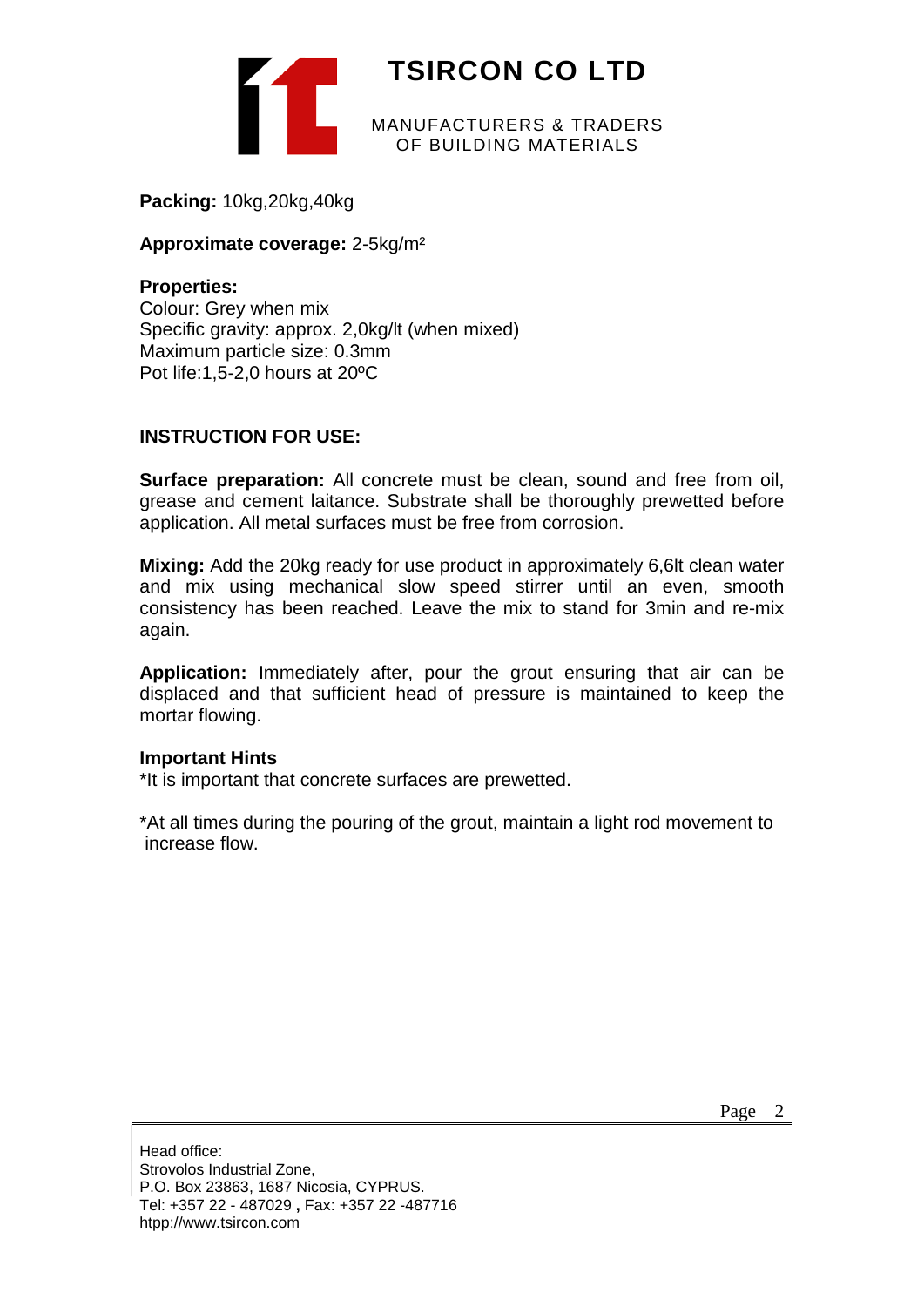**Packing:** 10kg,20kg,40kg

**Approximate coverage:** 2-5kg/m²

**Properties:**
Colour: Grey when mix
Specific gravity: approx. 2,0kg/lt (when mixed)
Maximum particle size: 0.3mm
Pot life:1,5-2,0 hours at 20ºC

**INSTRUCTION FOR USE:**

**Surface preparation:** All concrete must be clean, sound and free from oil, grease and cement laitance. Substrate shall be thoroughly prewetted before application. All metal surfaces must be free from corrosion.

**Mixing:** Add the 20kg ready for use product in approximately 6,6lt clean water and mix using mechanical slow speed stirrer until an even, smooth consistency has been reached. Leave the mix to stand for 3min and re-mix again.

**Application:** Immediately after, pour the grout ensuring that air can be displaced and that sufficient head of pressure is maintained to keep the mortar flowing.

**Important Hints**
*It is important that concrete surfaces are prewetted.

*At all times during the pouring of the grout, maintain a light rod movement to increase flow.